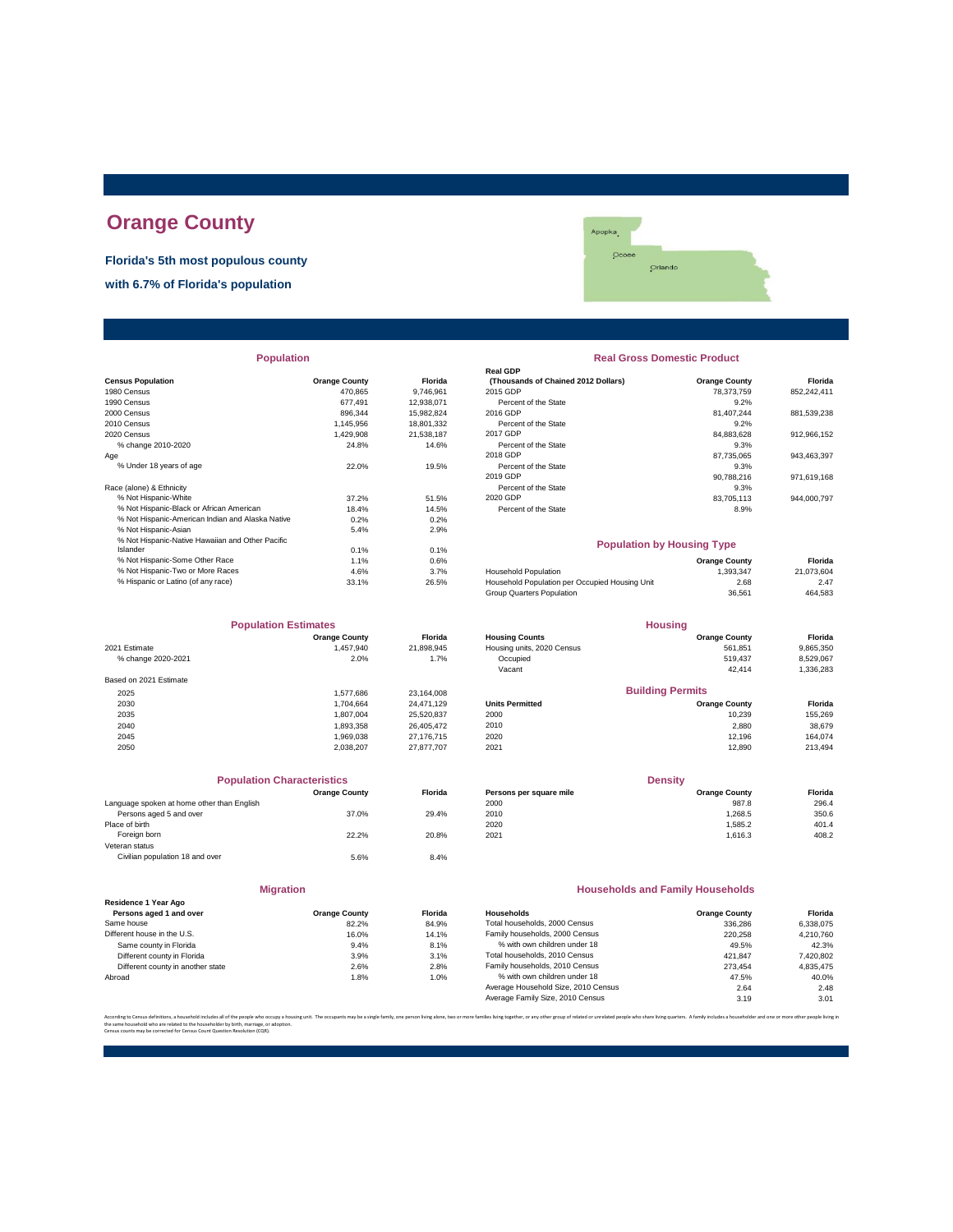# Orange County

**Florida's 5th most populous county**

**with 6.7% of Florida's population**

## Population

| Census Population | Orange County | Florida |
|---|---|---|
| 1980 Census | 470,865 | 9,746,961 |
| 1990 Census | 677,491 | 12,938,071 |
| 2000 Census | 896,344 | 15,982,824 |
| 2010 Census | 1,145,956 | 18,801,332 |
| 2020 Census | 1,429,908 | 21,538,187 |
| % change 2010-2020 | 24.8% | 14.6% |
| Age | | |
| % Under 18 years of age | 22.0% | 19.5% |
| Race (alone) & Ethnicity | | |
| % Not Hispanic-White | 37.2% | 51.5% |
| % Not Hispanic-Black or African American | 18.4% | 14.5% |
| % Not Hispanic-American Indian and Alaska Native | 0.2% | 0.2% |
| % Not Hispanic-Asian | 5.4% | 2.9% |
| % Not Hispanic-Native Hawaiian and Other Pacific Islander | 0.1% | 0.1% |
| % Not Hispanic-Some Other Race | 1.1% | 0.6% |
| % Not Hispanic-Two or More Races | 4.6% | 3.7% |
| % Hispanic or Latino (of any race) | 33.1% | 26.5% |

## Real Gross Domestic Product

| Real GDP (Thousands of Chained 2012 Dollars) | Orange County | Florida |
|---|---|---|
| 2015 GDP | 78,373,759 | 852,242,411 |
| Percent of the State | 9.2% | |
| 2016 GDP | 81,407,244 | 881,539,238 |
| Percent of the State | 9.2% | |
| 2017 GDP | 84,883,628 | 912,966,152 |
| Percent of the State | 9.3% | |
| 2018 GDP | 87,735,065 | 943,463,397 |
| Percent of the State | 9.3% | |
| 2019 GDP | 90,788,216 | 971,619,168 |
| Percent of the State | 9.3% | |
| 2020 GDP | 83,705,113 | 944,000,797 |
| Percent of the State | 8.9% | |

## Population by Housing Type

| | Orange County | Florida |
|---|---|---|
| Household Population | 1,393,347 | 21,073,604 |
| Household Population per Occupied Housing Unit | 2.68 | 2.47 |
| Group Quarters Population | 36,561 | 464,583 |

## Population Estimates

| | Orange County | Florida |
|---|---|---|
| 2021 Estimate | 1,457,940 | 21,898,945 |
| % change 2020-2021 | 2.0% | 1.7% |
| Based on 2021 Estimate | | |
| 2025 | 1,577,686 | 23,164,008 |
| 2030 | 1,704,664 | 24,471,129 |
| 2035 | 1,807,004 | 25,520,837 |
| 2040 | 1,893,358 | 26,405,472 |
| 2045 | 1,969,038 | 27,176,715 |
| 2050 | 2,038,207 | 27,877,707 |

## Housing

| Housing Counts | Orange County | Florida |
|---|---|---|
| Housing units, 2020 Census | 561,851 | 9,865,350 |
| Occupied | 519,437 | 8,529,067 |
| Vacant | 42,414 | 1,336,283 |

## Building Permits

| Units Permitted | Orange County | Florida |
|---|---|---|
| 2000 | 10,239 | 155,269 |
| 2010 | 2,880 | 38,679 |
| 2020 | 12,196 | 164,074 |
| 2021 | 12,890 | 213,494 |

## Population Characteristics

| | Orange County | Florida |
|---|---|---|
| Language spoken at home other than English | | |
| Persons aged 5 and over | 37.0% | 29.4% |
| Place of birth | | |
| Foreign born | 22.2% | 20.8% |
| Veteran status | | |
| Civilian population 18 and over | 5.6% | 8.4% |

## Density

| Persons per square mile | Orange County | Florida |
|---|---|---|
| 2000 | 987.8 | 296.4 |
| 2010 | 1,268.5 | 350.6 |
| 2020 | 1,585.2 | 401.4 |
| 2021 | 1,616.3 | 408.2 |

## Migration

| Residence 1 Year Ago Persons aged 1 and over | Orange County | Florida |
|---|---|---|
| Same house | 82.2% | 84.9% |
| Different house in the U.S. | 16.0% | 14.1% |
| Same county in Florida | 9.4% | 8.1% |
| Different county in Florida | 3.9% | 3.1% |
| Different county in another state | 2.6% | 2.8% |
| Abroad | 1.8% | 1.0% |

## Households and Family Households

| Households | Orange County | Florida |
|---|---|---|
| Total households, 2000 Census | 336,286 | 6,338,075 |
| Family households, 2000 Census | 220,258 | 4,210,760 |
| % with own children under 18 | 49.5% | 42.3% |
| Total households, 2010 Census | 421,847 | 7,420,802 |
| Family households, 2010 Census | 273,454 | 4,835,475 |
| % with own children under 18 | 47.5% | 40.0% |
| Average Household Size, 2010 Census | 2.64 | 2.48 |
| Average Family Size, 2010 Census | 3.19 | 3.01 |

According to Census definitions, a household includes all of the people who occupy a housing unit. The occupants may be a single family, one person living alone, two or more families living together, or any other group of related or unrelated people who share living quarters. A family includes a householder and one or more other people living in the same household who are related to the householder by birth, marriage, or adoption.
Census counts may be corrected for Census Count Question Resolution (CQR).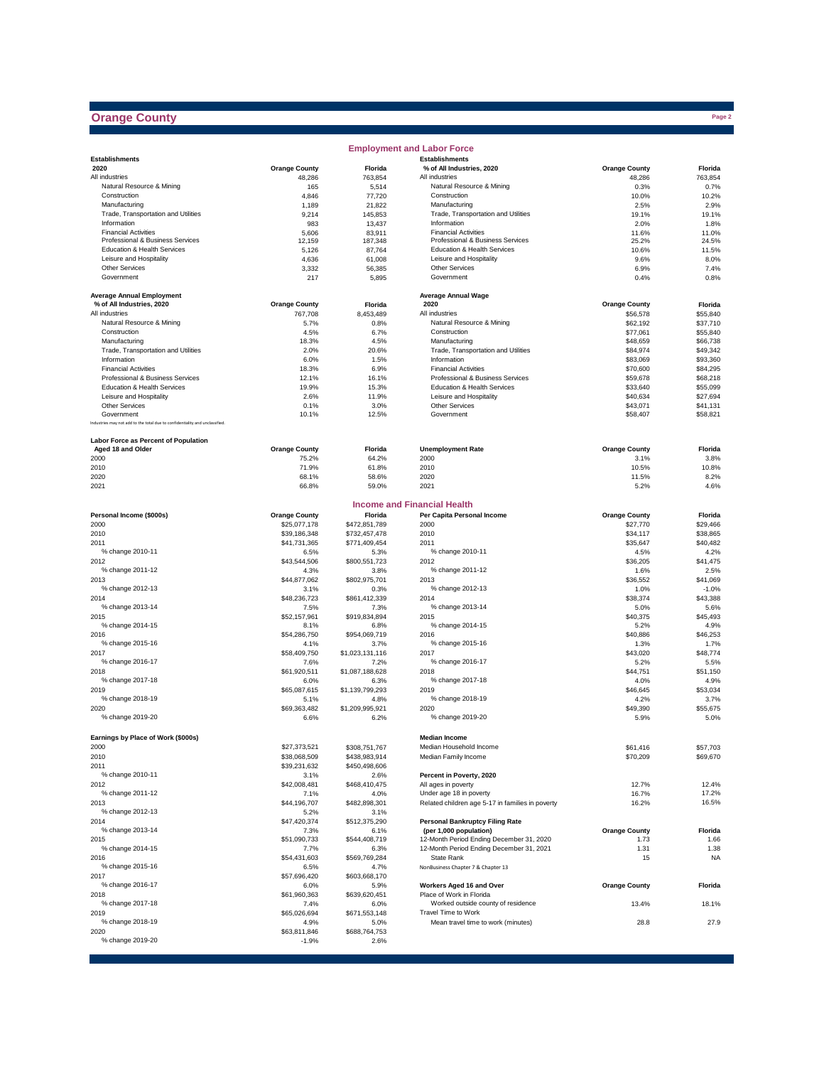# Orange County

## Employment and Labor Force

| Establishments 2020 | Orange County | Florida |
|---|---|---|
| All industries | 48,286 | 763,854 |
| Natural Resource & Mining | 165 | 5,514 |
| Construction | 4,846 | 77,720 |
| Manufacturing | 1,189 | 21,822 |
| Trade, Transportation and Utilities | 9,214 | 145,853 |
| Information | 983 | 13,437 |
| Financial Activities | 5,606 | 83,911 |
| Professional & Business Services | 12,159 | 187,348 |
| Education & Health Services | 5,126 | 87,764 |
| Leisure and Hospitality | 4,636 | 61,008 |
| Other Services | 3,332 | 56,385 |
| Government | 217 | 5,895 |

| Establishments % of All Industries, 2020 | Orange County | Florida |
|---|---|---|
| All industries | 48,286 | 763,854 |
| Natural Resource & Mining | 0.3% | 0.7% |
| Construction | 10.0% | 10.2% |
| Manufacturing | 2.5% | 2.9% |
| Trade, Transportation and Utilities | 19.1% | 19.1% |
| Information | 2.0% | 1.8% |
| Financial Activities | 11.6% | 11.0% |
| Professional & Business Services | 25.2% | 24.5% |
| Education & Health Services | 10.6% | 11.5% |
| Leisure and Hospitality | 9.6% | 8.0% |
| Other Services | 6.9% | 7.4% |
| Government | 0.4% | 0.8% |

| Average Annual Employment % of All Industries, 2020 | Orange County | Florida |
|---|---|---|
| All industries | 767,708 | 8,453,489 |
| Natural Resource & Mining | 5.7% | 0.8% |
| Construction | 4.5% | 6.7% |
| Manufacturing | 18.3% | 4.5% |
| Trade, Transportation and Utilities | 2.0% | 20.6% |
| Information | 6.0% | 1.5% |
| Financial Activities | 18.3% | 6.9% |
| Professional & Business Services | 12.1% | 16.1% |
| Education & Health Services | 19.9% | 15.3% |
| Leisure and Hospitality | 2.6% | 11.9% |
| Other Services | 0.1% | 3.0% |
| Government | 10.1% | 12.5% |

Industries may not add to the total due to confidentiality and unclassified.

| Average Annual Wage 2020 | Orange County | Florida |
|---|---|---|
| All industries | $56,578 | $55,840 |
| Natural Resource & Mining | $62,192 | $37,710 |
| Construction | $77,061 | $55,840 |
| Manufacturing | $48,659 | $66,738 |
| Trade, Transportation and Utilities | $84,974 | $49,342 |
| Information | $83,069 | $93,360 |
| Financial Activities | $70,600 | $84,295 |
| Professional & Business Services | $59,678 | $68,218 |
| Education & Health Services | $33,640 | $55,099 |
| Leisure and Hospitality | $40,634 | $27,694 |
| Other Services | $43,071 | $41,131 |
| Government | $58,407 | $58,821 |

| Labor Force as Percent of Population Aged 18 and Older | Orange County | Florida |
|---|---|---|
| 2000 | 75.2% | 64.2% |
| 2010 | 71.9% | 61.8% |
| 2020 | 68.1% | 58.6% |
| 2021 | 66.8% | 59.0% |

| Unemployment Rate | Orange County | Florida |
|---|---|---|
| 2000 | 3.1% | 3.8% |
| 2010 | 10.5% | 10.8% |
| 2020 | 11.5% | 8.2% |
| 2021 | 5.2% | 4.6% |

## Income and Financial Health

| Personal Income ($000s) | Orange County | Florida |
|---|---|---|
| 2000 | $25,077,178 | $472,851,789 |
| 2010 | $39,186,348 | $732,457,478 |
| 2011 | $41,731,365 | $771,409,454 |
| % change 2010-11 | 6.5% | 5.3% |
| 2012 | $43,544,506 | $800,551,723 |
| % change 2011-12 | 4.3% | 3.8% |
| 2013 | $44,877,062 | $802,975,701 |
| % change 2012-13 | 3.1% | 0.3% |
| 2014 | $48,236,723 | $861,412,339 |
| % change 2013-14 | 7.5% | 7.3% |
| 2015 | $52,157,961 | $919,834,894 |
| % change 2014-15 | 8.1% | 6.8% |
| 2016 | $54,286,750 | $954,069,719 |
| % change 2015-16 | 4.1% | 3.7% |
| 2017 | $58,409,750 | $1,023,131,116 |
| % change 2016-17 | 7.6% | 7.2% |
| 2018 | $61,920,511 | $1,087,188,628 |
| % change 2017-18 | 6.0% | 6.3% |
| 2019 | $65,087,615 | $1,139,799,293 |
| % change 2018-19 | 5.1% | 4.8% |
| 2020 | $69,363,482 | $1,209,995,921 |
| % change 2019-20 | 6.6% | 6.2% |

| Per Capita Personal Income | Orange County | Florida |
|---|---|---|
| 2000 | $27,770 | $29,466 |
| 2010 | $34,117 | $38,865 |
| 2011 | $35,647 | $40,482 |
| % change 2010-11 | 4.5% | 4.2% |
| 2012 | $36,205 | $41,475 |
| % change 2011-12 | 1.6% | 2.5% |
| 2013 | $36,552 | $41,069 |
| % change 2012-13 | 1.0% | -1.0% |
| 2014 | $38,374 | $43,388 |
| % change 2013-14 | 5.0% | 5.6% |
| 2015 | $40,375 | $45,493 |
| % change 2014-15 | 5.2% | 4.9% |
| 2016 | $40,886 | $46,253 |
| % change 2015-16 | 1.3% | 1.7% |
| 2017 | $43,020 | $48,774 |
| % change 2016-17 | 5.2% | 5.5% |
| 2018 | $44,751 | $51,150 |
| % change 2017-18 | 4.0% | 4.9% |
| 2019 | $46,645 | $53,034 |
| % change 2018-19 | 4.2% | 3.7% |
| 2020 | $49,390 | $55,675 |
| % change 2019-20 | 5.9% | 5.0% |

| Earnings by Place of Work ($000s) | Orange County | Florida |
|---|---|---|
| 2000 | $27,373,521 | $308,751,767 |
| 2010 | $38,068,509 | $438,983,914 |
| 2011 | $39,231,632 | $450,498,606 |
| % change 2010-11 | 3.1% | 2.6% |
| 2012 | $42,008,481 | $468,410,475 |
| % change 2011-12 | 7.1% | 4.0% |
| 2013 | $44,196,707 | $482,898,301 |
| % change 2012-13 | 5.2% | 3.1% |
| 2014 | $47,420,374 | $512,375,290 |
| % change 2013-14 | 7.3% | 6.1% |
| 2015 | $51,090,733 | $544,408,719 |
| % change 2014-15 | 7.7% | 6.3% |
| 2016 | $54,431,603 | $569,769,284 |
| % change 2015-16 | 6.5% | 4.7% |
| 2017 | $57,696,420 | $603,668,170 |
| % change 2016-17 | 6.0% | 5.9% |
| 2018 | $61,960,363 | $639,620,451 |
| % change 2017-18 | 7.4% | 6.0% |
| 2019 | $65,026,694 | $671,553,148 |
| % change 2018-19 | 4.9% | 5.0% |
| 2020 | $63,811,846 | $688,764,753 |
| % change 2019-20 | -1.9% | 2.6% |

| Median Income | Orange County | Florida |
|---|---|---|
| Median Household Income | $61,416 | $57,703 |
| Median Family Income | $70,209 | $69,670 |

| Percent in Poverty, 2020 | Orange County | Florida |
|---|---|---|
| All ages in poverty | 12.7% | 12.4% |
| Under age 18 in poverty | 16.7% | 17.2% |
| Related children age 5-17 in families in poverty | 16.2% | 16.5% |

| Personal Bankruptcy Filing Rate (per 1,000 population) | Orange County | Florida |
|---|---|---|
| 12-Month Period Ending December 31, 2020 | 1.73 | 1.66 |
| 12-Month Period Ending December 31, 2021 | 1.31 | 1.38 |
| State Rank | 15 | NA |

NonBusiness Chapter 7 & Chapter 13

| Workers Aged 16 and Over | Orange County | Florida |
|---|---|---|
| Place of Work in Florida | | |
| Worked outside county of residence | 13.4% | 18.1% |
| Travel Time to Work | | |
| Mean travel time to work (minutes) | 28.8 | 27.9 |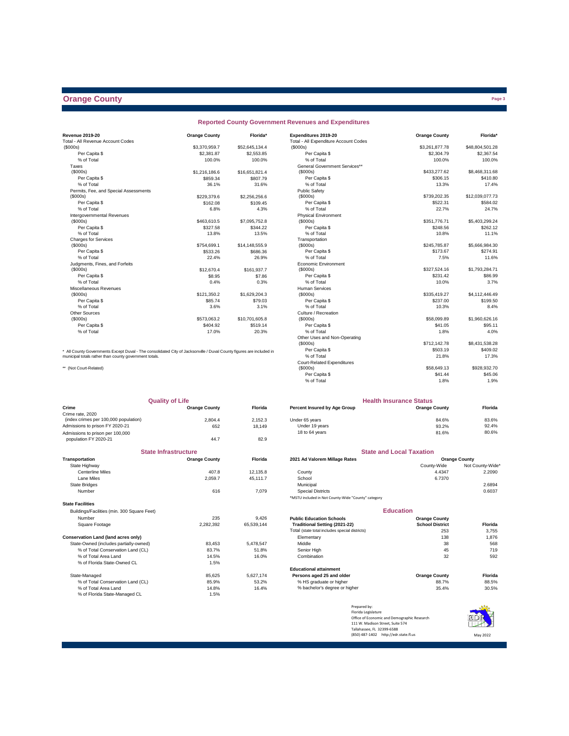# Orange County

## Reported County Government Revenues and Expenditures

| Revenue 2019-20 | Orange County | Florida* |
|---|---|---|
| Total - All Revenue Account Codes | | |
| ($000s) | $3,370,959.7 | $52,645,134.4 |
| Per Capita $ | $2,381.87 | $2,553.85 |
| % of Total | 100.0% | 100.0% |
| Taxes | | |
| ($000s) | $1,216,186.6 | $16,651,821.4 |
| Per Capita $ | $859.34 | $807.79 |
| % of Total | 36.1% | 31.6% |
| Permits, Fee, and Special Assessments | | |
| ($000s) | $229,379.6 | $2,256,256.6 |
| Per Capita $ | $162.08 | $109.45 |
| % of Total | 6.8% | 4.3% |
| Intergovernmental Revenues | | |
| ($000s) | $463,610.5 | $7,095,752.8 |
| Per Capita $ | $327.58 | $344.22 |
| % of Total | 13.8% | 13.5% |
| Charges for Services | | |
| ($000s) | $754,699.1 | $14,148,555.9 |
| Per Capita $ | $533.26 | $686.36 |
| % of Total | 22.4% | 26.9% |
| Judgments, Fines, and Forfeits | | |
| ($000s) | $12,670.4 | $161,937.7 |
| Per Capita $ | $8.95 | $7.86 |
| % of Total | 0.4% | 0.3% |
| Miscellaneous Revenues | | |
| ($000s) | $121,350.2 | $1,629,204.3 |
| Per Capita $ | $85.74 | $79.03 |
| % of Total | 3.6% | 3.1% |
| Other Sources | | |
| ($000s) | $573,063.2 | $10,701,605.8 |
| Per Capita $ | $404.92 | $519.14 |
| % of Total | 17.0% | 20.3% |

\* All County Governments Except Duval - The consolidated City of Jacksonville / Duval County figures are included in municipal totals rather than county government totals.

\*\* (Not Court-Related)

| Expenditures 2019-20 | Orange County | Florida* |
|---|---|---|
| Total - All Expenditure Account Codes | | |
| ($000s) | $3,261,877.78 | $48,804,501.28 |
| Per Capita $ | $2,304.79 | $2,367.54 |
| % of Total | 100.0% | 100.0% |
| General Government Services** | | |
| ($000s) | $433,277.62 | $8,468,311.68 |
| Per Capita $ | $306.15 | $410.80 |
| % of Total | 13.3% | 17.4% |
| Public Safety | | |
| ($000s) | $739,202.35 | $12,039,077.73 |
| Per Capita $ | $522.31 | $584.02 |
| % of Total | 22.7% | 24.7% |
| Physical Environment | | |
| ($000s) | $351,776.71 | $5,403,299.24 |
| Per Capita $ | $248.56 | $262.12 |
| % of Total | 10.8% | 11.1% |
| Transportation | | |
| ($000s) | $245,785.87 | $5,666,984.30 |
| Per Capita $ | $173.67 | $274.91 |
| % of Total | 7.5% | 11.6% |
| Economic Environment | | |
| ($000s) | $327,524.16 | $1,793,284.71 |
| Per Capita $ | $231.42 | $86.99 |
| % of Total | 10.0% | 3.7% |
| Human Services | | |
| ($000s) | $335,419.27 | $4,112,446.49 |
| Per Capita $ | $237.00 | $199.50 |
| % of Total | 10.3% | 8.4% |
| Culture / Recreation | | |
| ($000s) | $58,099.89 | $1,960,626.16 |
| Per Capita $ | $41.05 | $95.11 |
| % of Total | 1.8% | 4.0% |
| Other Uses and Non-Operating | | |
| ($000s) | $712,142.78 | $8,431,538.28 |
| Per Capita $ | $503.19 | $409.02 |
| % of Total | 21.8% | 17.3% |
| Court-Related Expenditures | | |
| ($000s) | $58,649.13 | $928,932.70 |
| Per Capita $ | $41.44 | $45.06 |
| % of Total | 1.8% | 1.9% |

## Quality of Life

| Crime | Orange County | Florida |
|---|---|---|
| Crime rate, 2020 (index crimes per 100,000 population) | 2,804.4 | 2,152.3 |
| Admissions to prison FY 2020-21 | 652 | 18,149 |
| Admissions to prison per 100,000 population FY 2020-21 | 44.7 | 82.9 |

## Health Insurance Status

| Percent Insured by Age Group | Orange County | Florida |
|---|---|---|
| Under 65 years | 84.6% | 83.6% |
| Under 19 years | 93.2% | 92.4% |
| 18 to 64 years | 81.6% | 80.6% |

## State Infrastructure

| Transportation | Orange County | Florida |
|---|---|---|
| State Highway | | |
| Centerline Miles | 407.8 | 12,135.8 |
| Lane Miles | 2,059.7 | 45,111.7 |
| State Bridges | | |
| Number | 616 | 7,079 |
| **State Facilities** | | |
| Buildings/Facilities (min. 300 Square Feet) | | |
| Number | 235 | 9,426 |
| Square Footage | 2,282,392 | 65,539,144 |
| **Conservation Land (land acres only)** | | |
| State-Owned (includes partially-owned) | 83,453 | 5,478,547 |
| % of Total Conservation Land (CL) | 83.7% | 51.8% |
| % of Total Area Land | 14.5% | 16.0% |
| % of Florida State-Owned CL | 1.5% | |
| State-Managed | 85,625 | 5,627,174 |
| % of Total Conservation Land (CL) | 85.9% | 53.2% |
| % of Total Area Land | 14.8% | 16.4% |
| % of Florida State-Managed CL | 1.5% | |

## State and Local Taxation

| 2021 Ad Valorem Millage Rates | Orange County County-Wide | Orange County Not County-Wide* |
|---|---|---|
| County | 4.4347 | 2.2090 |
| School | 6.7370 | |
| Municipal | | 2.6894 |
| Special Districts | | 0.6037 |

*MSTU included in Not County-Wide "County" category

## Education

| Public Education Schools Traditional Setting (2021-22) | Orange County School District | Florida |
|---|---|---|
| Total (state total includes special districts) | 253 | 3,755 |
| Elementary | 138 | 1,876 |
| Middle | 38 | 568 |
| Senior High | 45 | 719 |
| Combination | 32 | 592 |

| Educational attainment Persons aged 25 and older | Orange County | Florida |
|---|---|---|
| % HS graduate or higher | 88.7% | 88.5% |
| % bachelor's degree or higher | 35.4% | 30.5% |

Prepared by:
Florida Legislature
Office of Economic and Demographic Research
111 W. Madison Street, Suite 574
Tallahassee, FL 32399-6588
(850) 487-1402 http://edr.state.fl.us

May 2022